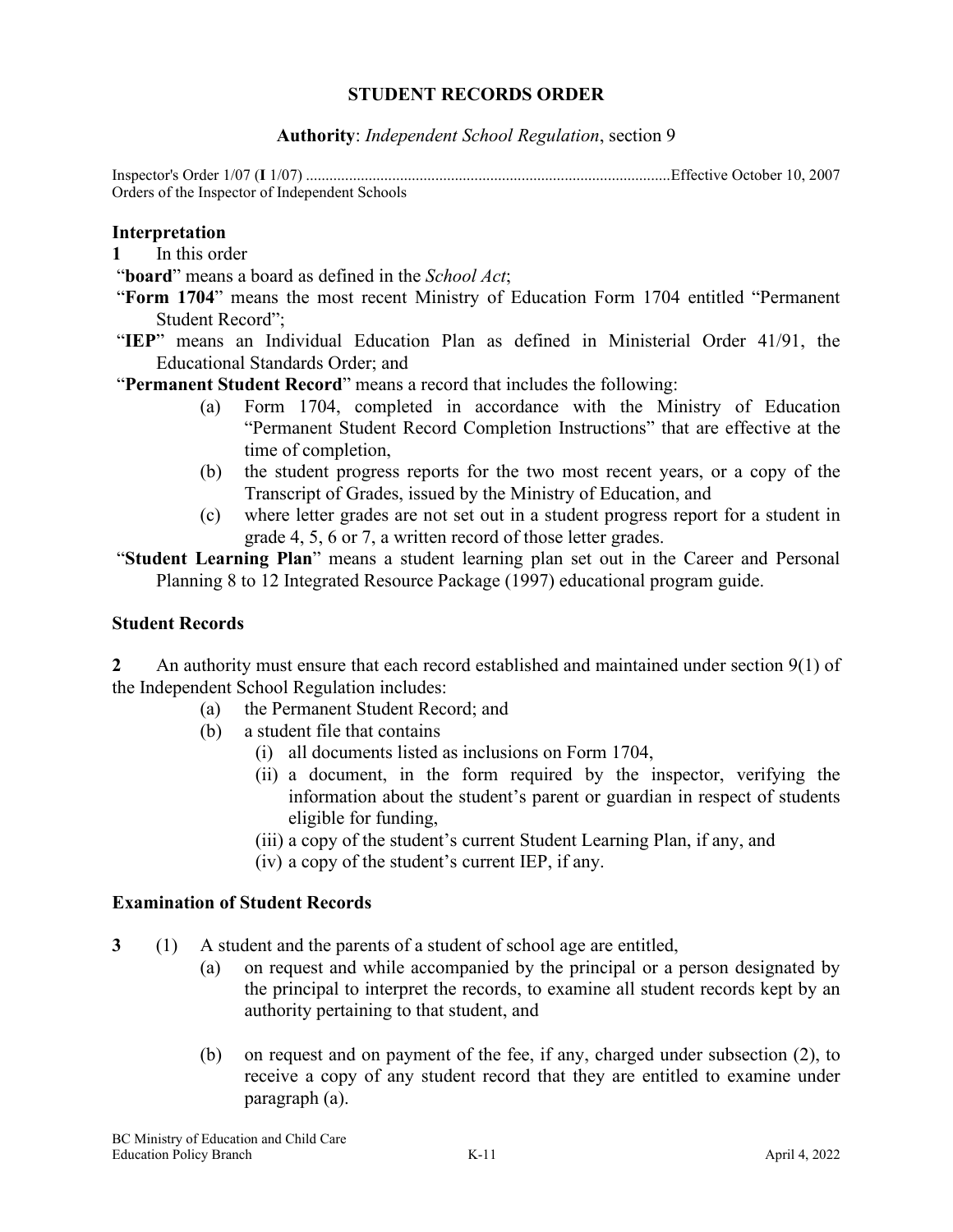# STUDENT RECORDS ORDER

**Authority**: *Independent School Regulation*, section 9

Inspector's Order 1/07 (**I** 1/07) ............................................................................................Effective October 10, 2007
Orders of the Inspector of Independent Schools

## Interpretation

**1** In this order

"**board**" means a board as defined in the *School Act*;

"**Form 1704**" means the most recent Ministry of Education Form 1704 entitled "Permanent Student Record";

"**IEP**" means an Individual Education Plan as defined in Ministerial Order 41/91, the Educational Standards Order; and

"**Permanent Student Record**" means a record that includes the following:

- (a) Form 1704, completed in accordance with the Ministry of Education "Permanent Student Record Completion Instructions" that are effective at the time of completion,
- (b) the student progress reports for the two most recent years, or a copy of the Transcript of Grades, issued by the Ministry of Education, and
- (c) where letter grades are not set out in a student progress report for a student in grade 4, 5, 6 or 7, a written record of those letter grades.

"**Student Learning Plan**" means a student learning plan set out in the Career and Personal Planning 8 to 12 Integrated Resource Package (1997) educational program guide.

## Student Records

**2** An authority must ensure that each record established and maintained under section 9(1) of the Independent School Regulation includes:

- (a) the Permanent Student Record; and
- (b) a student file that contains
  - (i) all documents listed as inclusions on Form 1704,
  - (ii) a document, in the form required by the inspector, verifying the information about the student's parent or guardian in respect of students eligible for funding,
  - (iii) a copy of the student's current Student Learning Plan, if any, and
  - (iv) a copy of the student's current IEP, if any.

## Examination of Student Records

**3** (1) A student and the parents of a student of school age are entitled,

- (a) on request and while accompanied by the principal or a person designated by the principal to interpret the records, to examine all student records kept by an authority pertaining to that student, and
- (b) on request and on payment of the fee, if any, charged under subsection (2), to receive a copy of any student record that they are entitled to examine under paragraph (a).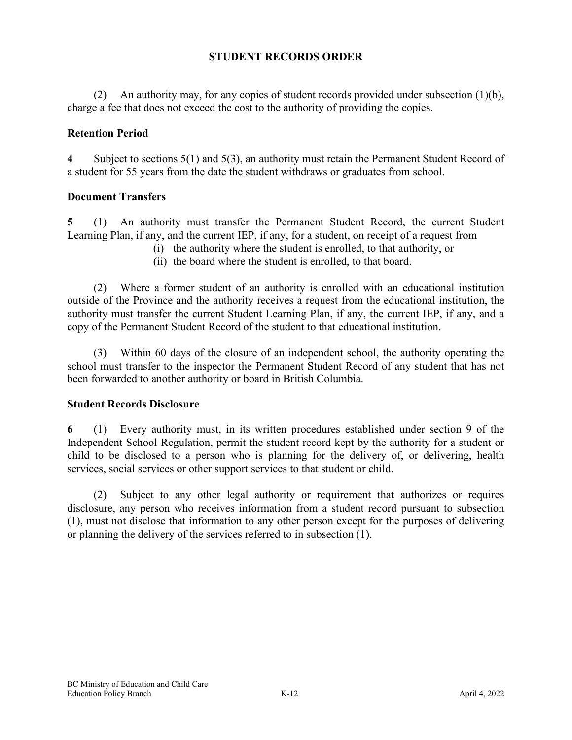(2) An authority may, for any copies of student records provided under subsection (1)(b), charge a fee that does not exceed the cost to the authority of providing the copies.

### Retention Period

**4** Subject to sections 5(1) and 5(3), an authority must retain the Permanent Student Record of a student for 55 years from the date the student withdraws or graduates from school.

### Document Transfers

**5** (1) An authority must transfer the Permanent Student Record, the current Student Learning Plan, if any, and the current IEP, if any, for a student, on receipt of a request from

(i) the authority where the student is enrolled, to that authority, or

(ii) the board where the student is enrolled, to that board.

(2) Where a former student of an authority is enrolled with an educational institution outside of the Province and the authority receives a request from the educational institution, the authority must transfer the current Student Learning Plan, if any, the current IEP, if any, and a copy of the Permanent Student Record of the student to that educational institution.

(3) Within 60 days of the closure of an independent school, the authority operating the school must transfer to the inspector the Permanent Student Record of any student that has not been forwarded to another authority or board in British Columbia.

### Student Records Disclosure

**6** (1) Every authority must, in its written procedures established under section 9 of the Independent School Regulation, permit the student record kept by the authority for a student or child to be disclosed to a person who is planning for the delivery of, or delivering, health services, social services or other support services to that student or child.

(2) Subject to any other legal authority or requirement that authorizes or requires disclosure, any person who receives information from a student record pursuant to subsection (1), must not disclose that information to any other person except for the purposes of delivering or planning the delivery of the services referred to in subsection (1).